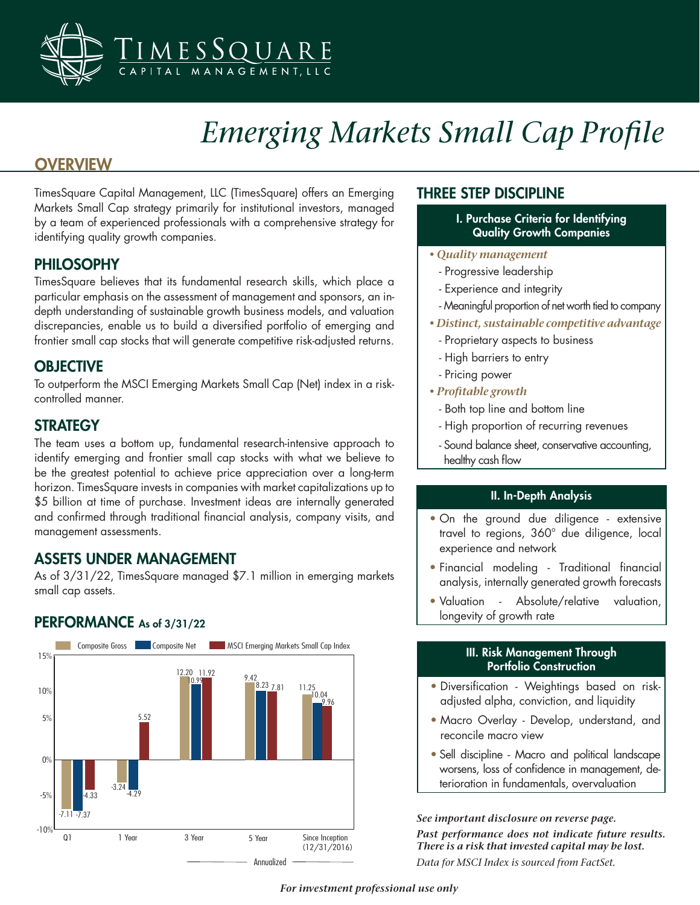# TimesSquare Capital Management, LLC

# *Emerging Markets Small Cap Profile*

## OVERVIEW

TimesSquare Capital Management, LLC (TimesSquare) offers an Emerging Markets Small Cap strategy primarily for institutional investors, managed by a team of experienced professionals with a comprehensive strategy for identifying quality growth companies.

### PHILOSOPHY

TimesSquare believes that its fundamental research skills, which place a particular emphasis on the assessment of management and sponsors, an in-depth understanding of sustainable growth business models, and valuation discrepancies, enable us to build a diversified portfolio of emerging and frontier small cap stocks that will generate competitive risk-adjusted returns.

### OBJECTIVE

To outperform the MSCI Emerging Markets Small Cap (Net) index in a risk-controlled manner.

### STRATEGY

The team uses a bottom up, fundamental research-intensive approach to identify emerging and frontier small cap stocks with what we believe to be the greatest potential to achieve price appreciation over a long-term horizon. TimesSquare invests in companies with market capitalizations up to $5 billion at time of purchase. Investment ideas are internally generated and confirmed through traditional financial analysis, company visits, and management assessments.

### ASSETS UNDER MANAGEMENT

As of 3/31/22, TimesSquare managed $7.1 million in emerging markets small cap assets.

### PERFORMANCE As of 3/31/22

| | Q1 | 1 Year | 3 Year | 5 Year | Since Inception (12/31/2016) |
|---|---|---|---|---|---|
| Composite Gross | -7.11 | -3.24 | 12.20 | 9.42 | 11.25 |
| Composite Net | -7.37 | -4.29 | 10.99 | 8.23 | 10.04 |
| MSCI Emerging Markets Small Cap Index | -4.33 | 5.52 | 11.92 | 7.81 | 9.96 |

3 Year, 5 Year, and Since Inception: Annualized

## THREE STEP DISCIPLINE

### I. Purchase Criteria for Identifying Quality Growth Companies

- *Quality management*
  - Progressive leadership
  - Experience and integrity
  - Meaningful proportion of net worth tied to company
- *Distinct, sustainable competitive advantage*
  - Proprietary aspects to business
  - High barriers to entry
  - Pricing power
- *Profitable growth*
  - Both top line and bottom line
  - High proportion of recurring revenues
  - Sound balance sheet, conservative accounting, healthy cash flow

### II. In-Depth Analysis

- On the ground due diligence - extensive travel to regions, 360° due diligence, local experience and network
- Financial modeling - Traditional financial analysis, internally generated growth forecasts
- Valuation - Absolute/relative valuation, longevity of growth rate

### III. Risk Management Through Portfolio Construction

- Diversification - Weightings based on risk-adjusted alpha, conviction, and liquidity
- Macro Overlay - Develop, understand, and reconcile macro view
- Sell discipline - Macro and political landscape worsens, loss of confidence in management, deterioration in fundamentals, overvaluation

***See important disclosure on reverse page.***

***Past performance does not indicate future results. There is a risk that invested capital may be lost.***

*Data for MSCI Index is sourced from FactSet.*

***For investment professional use only***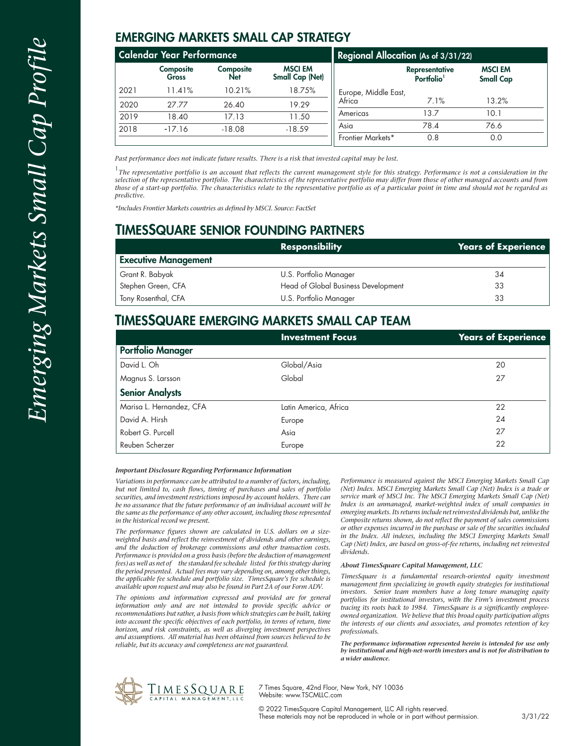## EMERGING MARKETS SMALL CAP STRATEGY

### Calendar Year Performance

| | Composite Gross | Composite Net | MSCI EM Small Cap (Net) |
|---|---|---|---|
| 2021 | 11.41% | 10.21% | 18.75% |
| 2020 | 27.77 | 26.40 | 19.29 |
| 2019 | 18.40 | 17.13 | 11.50 |
| 2018 | -17.16 | -18.08 | -18.59 |

### Regional Allocation (As of 3/31/22)

| | Representative Portfolio[1] | MSCI EM Small Cap |
|---|---|---|
| Europe, Middle East, Africa | 7.1% | 13.2% |
| Americas | 13.7 | 10.1 |
| Asia | 78.4 | 76.6 |
| Frontier Markets* | 0.8 | 0.0 |

*Past performance does not indicate future results. There is a risk that invested capital may be lost.*

[1]*The representative portfolio is an account that reflects the current management style for this strategy. Performance is not a consideration in the selection of the representative portfolio. The characteristics of the representative portfolio may differ from those of other managed accounts and from those of a start-up portfolio. The characteristics relate to the representative portfolio as of a particular point in time and should not be regarded as predictive.*

**Includes Frontier Markets countries as defined by MSCI. Source: FactSet*

## TIMESSQUARE SENIOR FOUNDING PARTNERS

| | Responsibility | Years of Experience |
|---|---|---|
| **Executive Management** | | |
| Grant R. Babyak | U.S. Portfolio Manager | 34 |
| Stephen Green, CFA | Head of Global Business Development | 33 |
| Tony Rosenthal, CFA | U.S. Portfolio Manager | 33 |

## TIMESSQUARE EMERGING MARKETS SMALL CAP TEAM

| | Investment Focus | Years of Experience |
|---|---|---|
| **Portfolio Manager** | | |
| David L. Oh | Global/Asia | 20 |
| Magnus S. Larsson | Global | 27 |
| **Senior Analysts** | | |
| Marisa L. Hernandez, CFA | Latin America, Africa | 22 |
| David A. Hirsh | Europe | 24 |
| Robert G. Purcell | Asia | 27 |
| Reuben Scherzer | Europe | 22 |

***Important Disclosure Regarding Performance Information***

*Variations in performance can be attributed to a number of factors, including, but not limited to, cash flows, timing of purchases and sales of portfolio securities, and investment restrictions imposed by account holders. There can be no assurance that the future performance of an individual account will be the same as the performance of any other account, including those represented in the historical record we present.*

*The performance figures shown are calculated in U.S. dollars on a size-weighted basis and reflect the reinvestment of dividends and other earnings, and the deduction of brokerage commissions and other transaction costs. Performance is provided on a gross basis (before the deduction of management fees) as well as net of the standard fee schedule listed for this strategy during the period presented. Actual fees may vary depending on, among other things, the applicable fee schedule and portfolio size. TimesSquare's fee schedule is available upon request and may also be found in Part 2A of our Form ADV.*

*The opinions and information expressed and provided are for general information only and are not intended to provide specific advice or recommendations but rather, a basis from which strategies can be built, taking into account the specific objectives of each portfolio, in terms of return, time horizon, and risk constraints, as well as diverging investment perspectives and assumptions. All material has been obtained from sources believed to be reliable, but its accuracy and completeness are not guaranteed.*

*Performance is measured against the MSCI Emerging Markets Small Cap (Net) Index. MSCI Emerging Markets Small Cap (Net) Index is a trade or service mark of MSCI Inc. The MSCI Emerging Markets Small Cap (Net) Index is an unmanaged, market-weighted index of small companies in emerging markets. Its returns include net reinvested dividends but, unlike the Composite returns shown, do not reflect the payment of sales commissions or other expenses incurred in the purchase or sale of the securities included in the Index. All indexes, including the MSCI Emerging Markets Small Cap (Net) Index, are based on gross-of-fee returns, including net reinvested dividends.*

***About TimesSquare Capital Management, LLC***

*TimesSquare is a fundamental research-oriented equity investment management firm specializing in growth equity strategies for institutional investors. Senior team members have a long tenure managing equity portfolios for institutional investors, with the Firm's investment process tracing its roots back to 1984. TimesSquare is a significantly employee-owned organization. We believe that this broad equity participation aligns the interests of our clients and associates, and promotes retention of key professionals.*

***The performance information represented herein is intended for use only by institutional and high-net-worth investors and is not for distribution to a wider audience.***

TIMESSQUARE CAPITAL MANAGEMENT, LLC

7 Times Square, 42nd Floor, New York, NY 10036
Website: www.TSCMLLC.com

© 2022 TimesSquare Capital Management, LLC All rights reserved.
These materials may not be reproduced in whole or in part without permission.

3/31/22